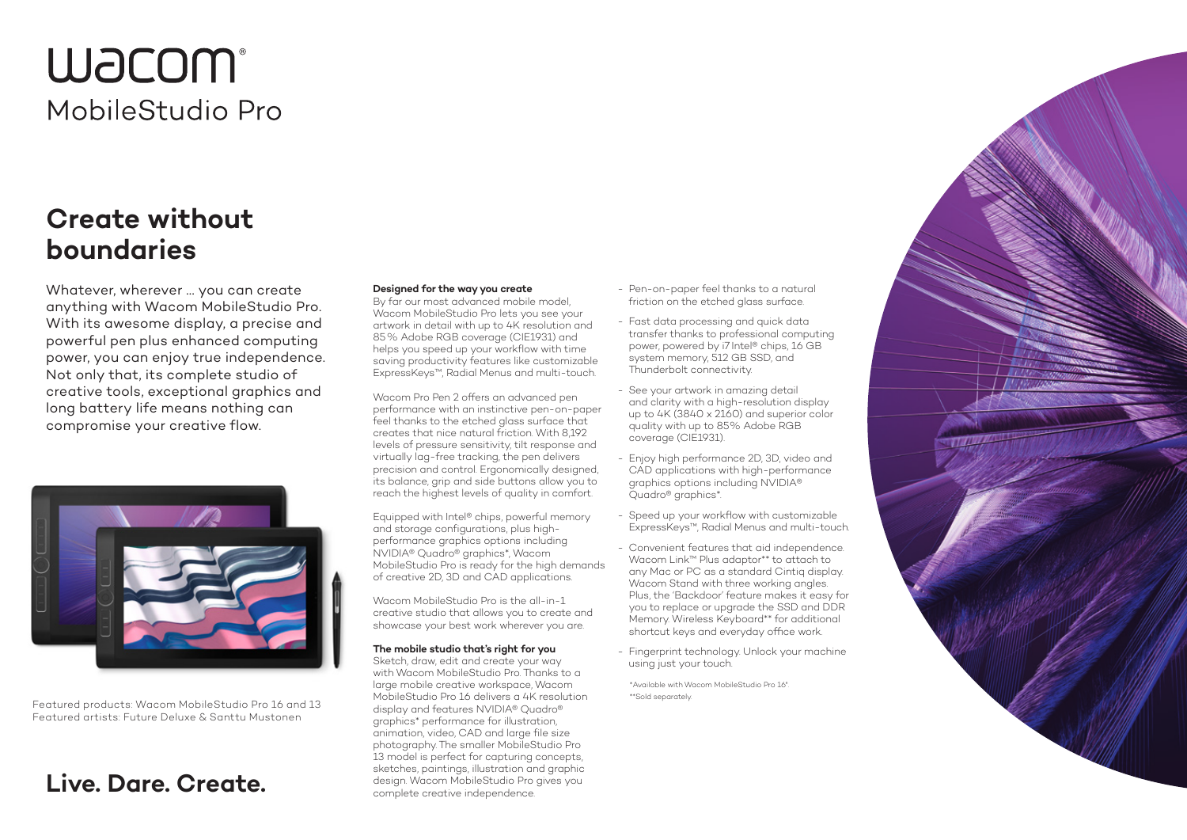# wacom

## MobileStudio Pro

## Create without boundaries

Whatever, wherever … you can create anything with Wacom MobileStudio Pro. With its awesome display, a precise and powerful pen plus enhanced computing power, you can enjoy true independence. Not only that, its complete studio of creative tools, exceptional graphics and long battery life means nothing can compromise your creative flow.

Featured products: Wacom MobileStudio Pro 16 and 13
Featured artists: Future Deluxe & Santtu Mustonen

## Live. Dare. Create.

**Designed for the way you create**
By far our most advanced mobile model, Wacom MobileStudio Pro lets you see your artwork in detail with up to 4K resolution and 85% Adobe RGB coverage (CIE1931) and helps you speed up your workflow with time saving productivity features like customizable ExpressKeys™, Radial Menus and multi-touch.

Wacom Pro Pen 2 offers an advanced pen performance with an instinctive pen-on-paper feel thanks to the etched glass surface that creates that nice natural friction. With 8,192 levels of pressure sensitivity, tilt response and virtually lag-free tracking, the pen delivers precision and control. Ergonomically designed, its balance, grip and side buttons allow you to reach the highest levels of quality in comfort.

Equipped with Intel® chips, powerful memory and storage configurations, plus high-performance graphics options including NVIDIA® Quadro® graphics*, Wacom MobileStudio Pro is ready for the high demands of creative 2D, 3D and CAD applications.

Wacom MobileStudio Pro is the all-in-1 creative studio that allows you to create and showcase your best work wherever you are.

**The mobile studio that's right for you**
Sketch, draw, edit and create your way with Wacom MobileStudio Pro. Thanks to a large mobile creative workspace, Wacom MobileStudio Pro 16 delivers a 4K resolution display and features NVIDIA® Quadro® graphics* performance for illustration, animation, video, CAD and large file size photography. The smaller MobileStudio Pro 13 model is perfect for capturing concepts, sketches, paintings, illustration and graphic design. Wacom MobileStudio Pro gives you complete creative independence.

- Pen-on-paper feel thanks to a natural friction on the etched glass surface.
- Fast data processing and quick data transfer thanks to professional computing power, powered by i7 Intel® chips, 16 GB system memory, 512 GB SSD, and Thunderbolt connectivity.
- See your artwork in amazing detail and clarity with a high-resolution display up to 4K (3840 x 2160) and superior color quality with up to 85% Adobe RGB coverage (CIE1931).
- Enjoy high performance 2D, 3D, video and CAD applications with high-performance graphics options including NVIDIA® Quadro® graphics*.
- Speed up your workflow with customizable ExpressKeys™, Radial Menus and multi-touch.
- Convenient features that aid independence. Wacom Link™ Plus adaptor** to attach to any Mac or PC as a standard Cintiq display. Wacom Stand with three working angles. Plus, the 'Backdoor' feature makes it easy for you to replace or upgrade the SSD and DDR Memory. Wireless Keyboard** for additional shortcut keys and everyday office work.
- Fingerprint technology. Unlock your machine using just your touch.

*Available with Wacom MobileStudio Pro 16".
**Sold separately.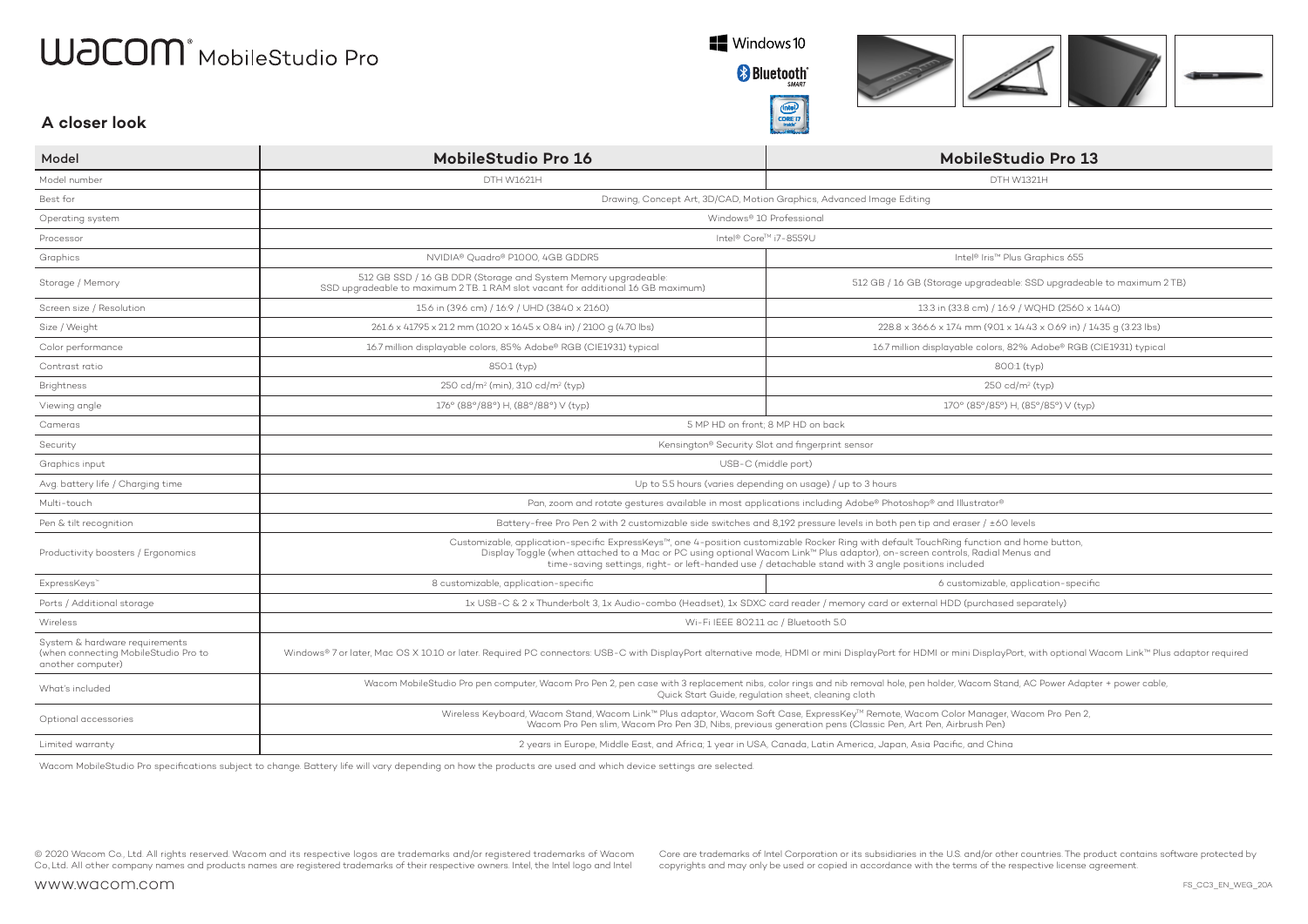# Wacom® MobileStudio Pro

Windows 10

Bluetooth® SMART

## A closer look

| Model | MobileStudio Pro 16 | MobileStudio Pro 13 |
|---|---|---|
| Model number | DTH W1621H | DTH W1321H |
| Best for | Drawing, Concept Art, 3D/CAD, Motion Graphics, Advanced Image Editing | |
| Operating system | Windows® 10 Professional | |
| Processor | Intel® Core™ i7-8559U | |
| Graphics | NVIDIA® Quadro® P1000, 4GB GDDR5 | Intel® Iris™ Plus Graphics 655 |
| Storage / Memory | 512 GB SSD / 16 GB DDR (Storage and System Memory upgradeable: SSD upgradeable to maximum 2 TB. 1 RAM slot vacant for additional 16 GB maximum) | 512 GB / 16 GB (Storage upgradeable: SSD upgradeable to maximum 2 TB) |
| Screen size / Resolution | 15.6 in (39.6 cm) / 16:9 / UHD (3840 x 2160) | 13.3 in (33.8 cm) / 16:9 / WQHD (2560 x 1440) |
| Size / Weight | 261.6 x 417.95 x 21.2 mm (10.20 x 16.45 x 0.84 in) / 2100 g (4.70 lbs) | 228.8 x 366.6 x 17.4 mm (9.01 x 14.43 x 0.69 in) / 1435 g (3.23 lbs) |
| Color performance | 16.7 million displayable colors, 85% Adobe® RGB (CIE1931) typical | 16.7 million displayable colors, 82% Adobe® RGB (CIE1931) typical |
| Contrast ratio | 850:1 (typ) | 800:1 (typ) |
| Brightness | 250 cd/m² (min), 310 cd/m² (typ) | 250 cd/m² (typ) |
| Viewing angle | 176° (88°/88°) H, (88°/88°) V (typ) | 170° (85°/85°) H, (85°/85°) V (typ) |
| Cameras | 5 MP HD on front; 8 MP HD on back | |
| Security | Kensington® Security Slot and fingerprint sensor | |
| Graphics input | USB-C (middle port) | |
| Avg. battery life / Charging time | Up to 5.5 hours (varies depending on usage) / up to 3 hours | |
| Multi-touch | Pan, zoom and rotate gestures available in most applications including Adobe® Photoshop® and Illustrator® | |
| Pen & tilt recognition | Battery-free Pro Pen 2 with 2 customizable side switches and 8,192 pressure levels in both pen tip and eraser / ±60 levels | |
| Productivity boosters / Ergonomics | Customizable, application-specific ExpressKeys™, one 4-position customizable Rocker Ring with default TouchRing function and home button, Display Toggle (when attached to a Mac or PC using optional Wacom Link™ Plus adaptor), on-screen controls, Radial Menus and time-saving settings, right- or left-handed use / detachable stand with 3 angle positions included | |
| ExpressKeys™ | 8 customizable, application-specific | 6 customizable, application-specific |
| Ports / Additional storage | 1x USB-C & 2 x Thunderbolt 3, 1x Audio-combo (Headset), 1x SDXC card reader / memory card or external HDD (purchased separately) | |
| Wireless | Wi-Fi IEEE 802.11 ac / Bluetooth 5.0 | |
| System & hardware requirements (when connecting MobileStudio Pro to another computer) | Windows® 7 or later, Mac OS X 10.10 or later. Required PC connectors: USB-C with DisplayPort alternative mode, HDMI or mini DisplayPort for HDMI or mini DisplayPort, with optional Wacom Link™ Plus adaptor required | |
| What's included | Wacom MobileStudio Pro pen computer, Wacom Pro Pen 2, pen case with 3 replacement nibs, color rings and nib removal hole, pen holder, Wacom Stand, AC Power Adapter + power cable, Quick Start Guide, regulation sheet, cleaning cloth | |
| Optional accessories | Wireless Keyboard, Wacom Stand, Wacom Link™ Plus adaptor, Wacom Soft Case, ExpressKey™ Remote, Wacom Color Manager, Wacom Pro Pen 2, Wacom Pro Pen slim, Wacom Pro Pen 3D, Nibs, previous generation pens (Classic Pen, Art Pen, Airbrush Pen) | |
| Limited warranty | 2 years in Europe, Middle East, and Africa; 1 year in USA, Canada, Latin America, Japan, Asia Pacific, and China | |

Wacom MobileStudio Pro specifications subject to change. Battery life will vary depending on how the products are used and which device settings are selected.

© 2020 Wacom Co., Ltd. All rights reserved. Wacom and its respective logos are trademarks and/or registered trademarks of Wacom Co., Ltd. All other company names and products names are registered trademarks of their respective owners. Intel, the Intel logo and Intel Core are trademarks of Intel Corporation or its subsidiaries in the U.S. and/or other countries. The product contains software protected by copyrights and may only be used or copied in accordance with the terms of the respective license agreement.

www.wacom.com

FS_CC3_EN_WEG_20A